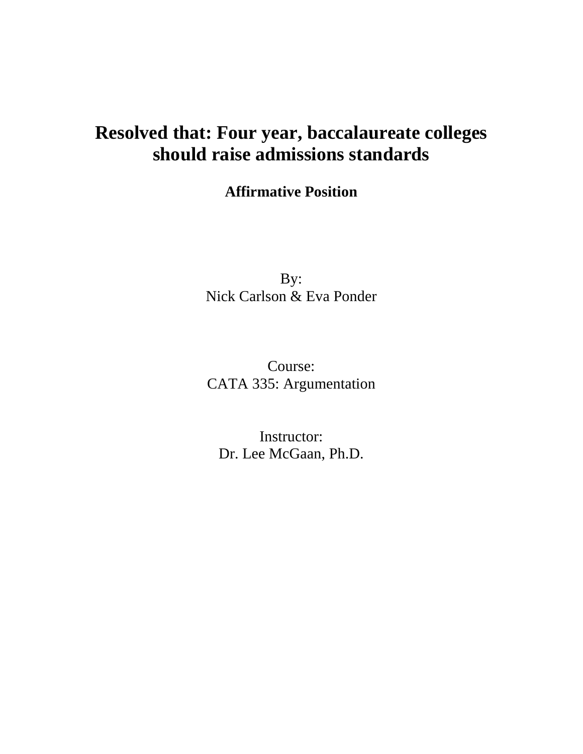# Resolved that: Four year, baccalaureate colleges should raise admissions standards

**Affirmative Position**

By:
Nick Carlson & Eva Ponder

Course:
CATA 335: Argumentation

Instructor:
Dr. Lee McGaan, Ph.D.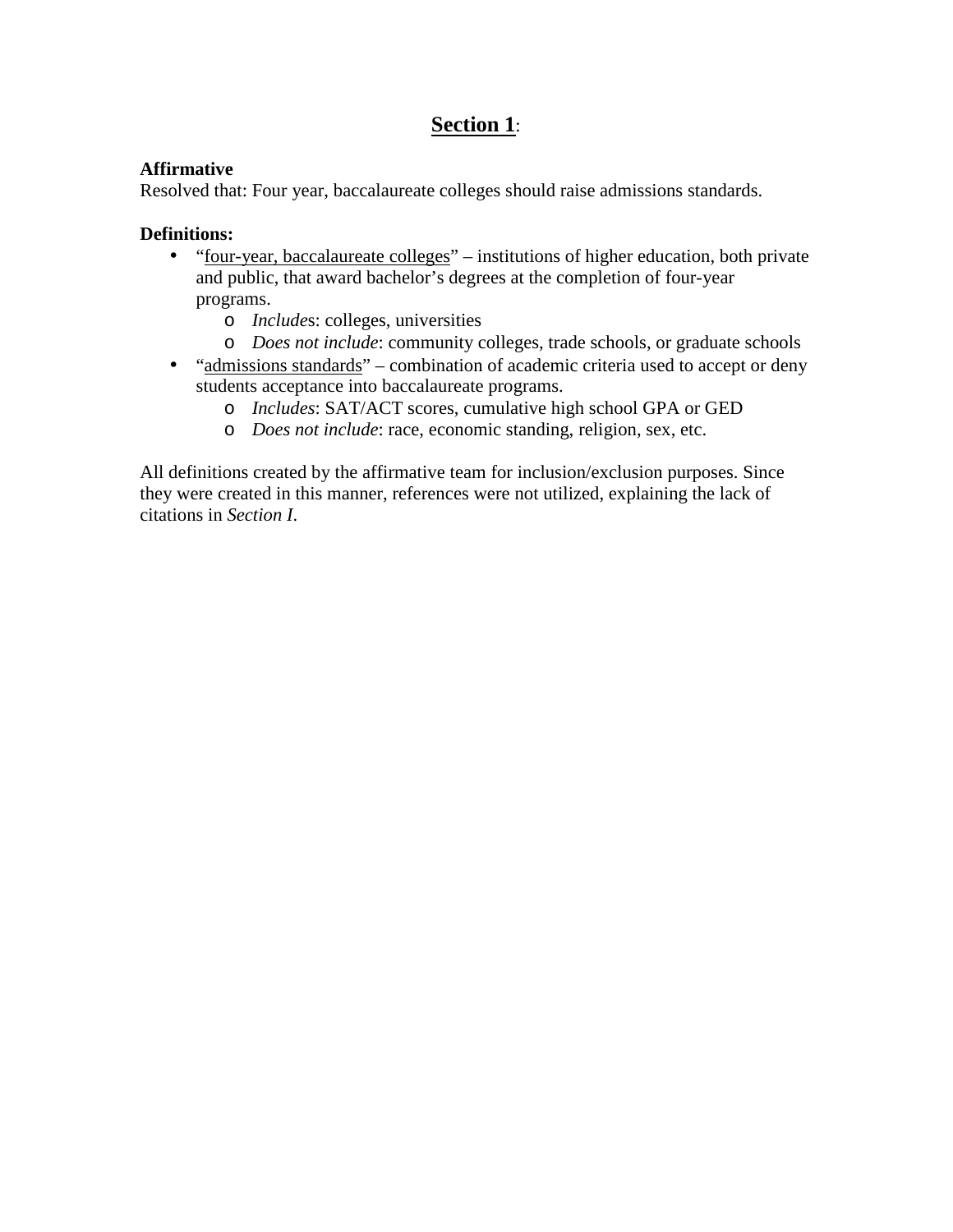# Section 1:

**Affirmative**
Resolved that: Four year, baccalaureate colleges should raise admissions standards.

**Definitions:**

- "four-year, baccalaureate colleges" – institutions of higher education, both private and public, that award bachelor's degrees at the completion of four-year programs.
  - *Include*s: colleges, universities
  - *Does not include*: community colleges, trade schools, or graduate schools
- "admissions standards" – combination of academic criteria used to accept or deny students acceptance into baccalaureate programs.
  - *Includes*: SAT/ACT scores, cumulative high school GPA or GED
  - *Does not include*: race, economic standing, religion, sex, etc.

All definitions created by the affirmative team for inclusion/exclusion purposes. Since they were created in this manner, references were not utilized, explaining the lack of citations in *Section I*.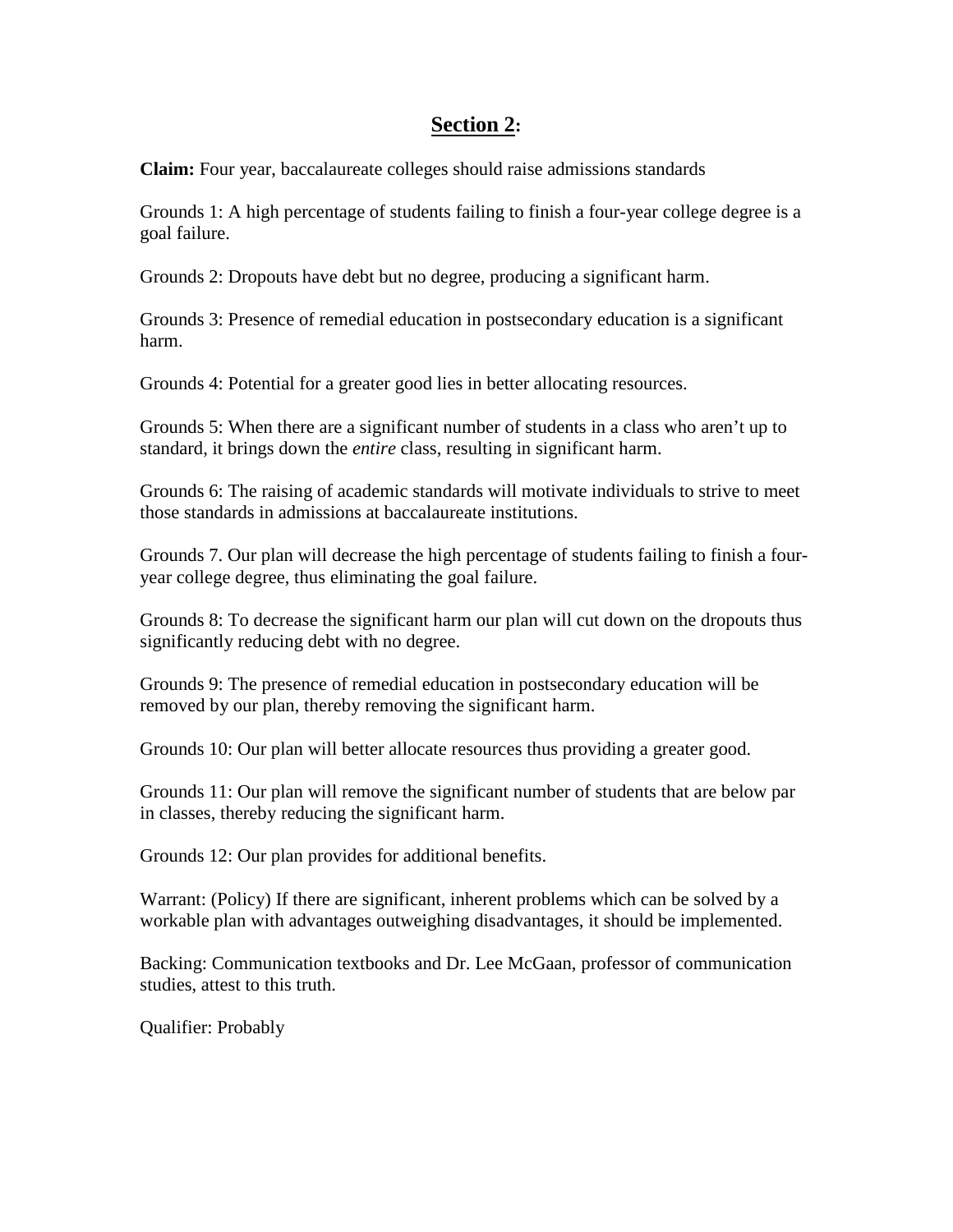## Section 2:

**Claim:** Four year, baccalaureate colleges should raise admissions standards

Grounds 1: A high percentage of students failing to finish a four-year college degree is a goal failure.

Grounds 2: Dropouts have debt but no degree, producing a significant harm.

Grounds 3: Presence of remedial education in postsecondary education is a significant harm.

Grounds 4: Potential for a greater good lies in better allocating resources.

Grounds 5: When there are a significant number of students in a class who aren't up to standard, it brings down the *entire* class, resulting in significant harm.

Grounds 6: The raising of academic standards will motivate individuals to strive to meet those standards in admissions at baccalaureate institutions.

Grounds 7. Our plan will decrease the high percentage of students failing to finish a four-year college degree, thus eliminating the goal failure.

Grounds 8: To decrease the significant harm our plan will cut down on the dropouts thus significantly reducing debt with no degree.

Grounds 9: The presence of remedial education in postsecondary education will be removed by our plan, thereby removing the significant harm.

Grounds 10: Our plan will better allocate resources thus providing a greater good.

Grounds 11: Our plan will remove the significant number of students that are below par in classes, thereby reducing the significant harm.

Grounds 12: Our plan provides for additional benefits.

Warrant: (Policy) If there are significant, inherent problems which can be solved by a workable plan with advantages outweighing disadvantages, it should be implemented.

Backing: Communication textbooks and Dr. Lee McGaan, professor of communication studies, attest to this truth.

Qualifier: Probably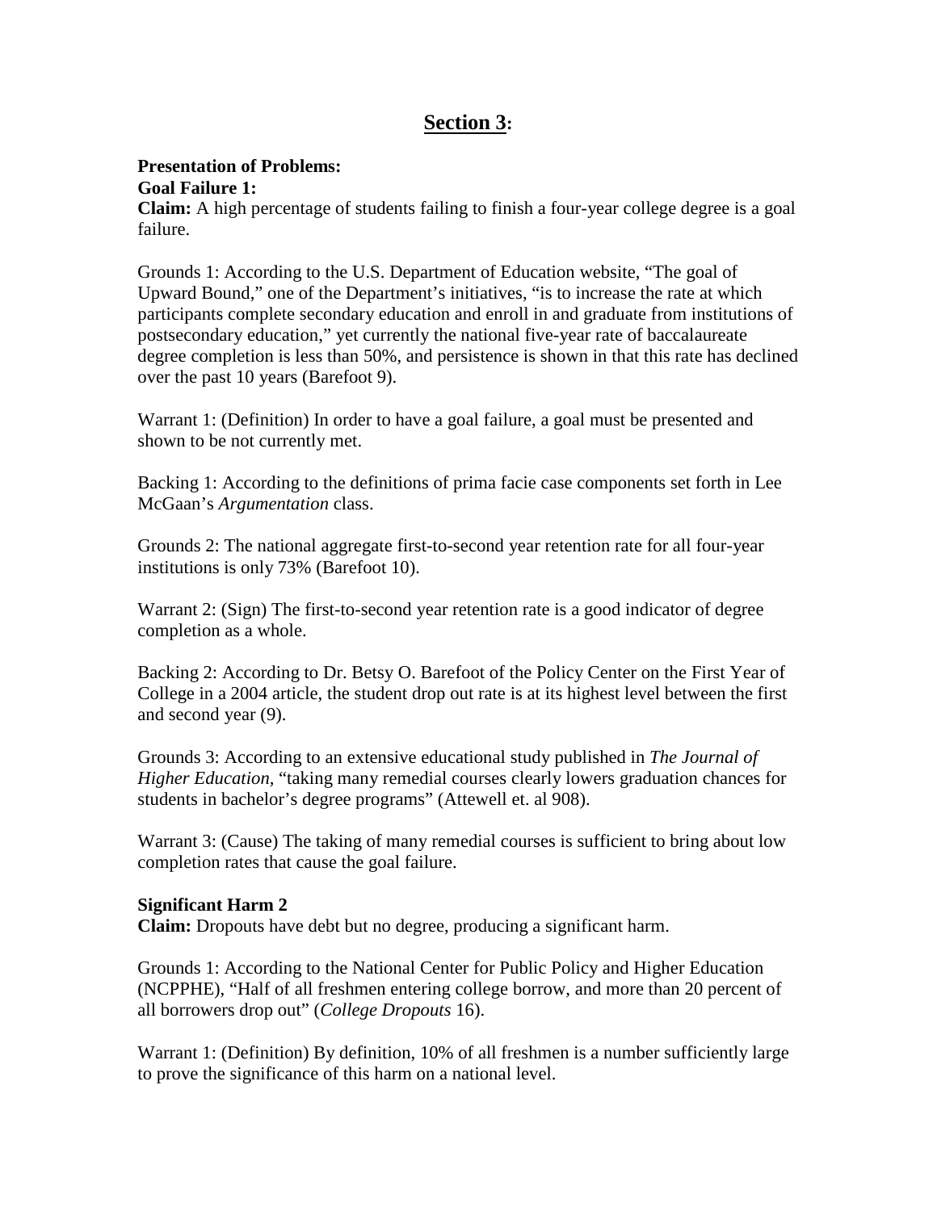## **Section 3**:

**Presentation of Problems:**
**Goal Failure 1:**
**Claim:** A high percentage of students failing to finish a four-year college degree is a goal failure.

Grounds 1: According to the U.S. Department of Education website, "The goal of Upward Bound," one of the Department's initiatives, "is to increase the rate at which participants complete secondary education and enroll in and graduate from institutions of postsecondary education," yet currently the national five-year rate of baccalaureate degree completion is less than 50%, and persistence is shown in that this rate has declined over the past 10 years (Barefoot 9).

Warrant 1: (Definition) In order to have a goal failure, a goal must be presented and shown to be not currently met.

Backing 1: According to the definitions of prima facie case components set forth in Lee McGaan's *Argumentation* class.

Grounds 2: The national aggregate first-to-second year retention rate for all four-year institutions is only 73% (Barefoot 10).

Warrant 2: (Sign) The first-to-second year retention rate is a good indicator of degree completion as a whole.

Backing 2: According to Dr. Betsy O. Barefoot of the Policy Center on the First Year of College in a 2004 article, the student drop out rate is at its highest level between the first and second year (9).

Grounds 3: According to an extensive educational study published in *The Journal of Higher Education*, "taking many remedial courses clearly lowers graduation chances for students in bachelor's degree programs" (Attewell et. al 908).

Warrant 3: (Cause) The taking of many remedial courses is sufficient to bring about low completion rates that cause the goal failure.

**Significant Harm 2**
**Claim:** Dropouts have debt but no degree, producing a significant harm.

Grounds 1: According to the National Center for Public Policy and Higher Education (NCPPHE), "Half of all freshmen entering college borrow, and more than 20 percent of all borrowers drop out" (*College Dropouts* 16).

Warrant 1: (Definition) By definition, 10% of all freshmen is a number sufficiently large to prove the significance of this harm on a national level.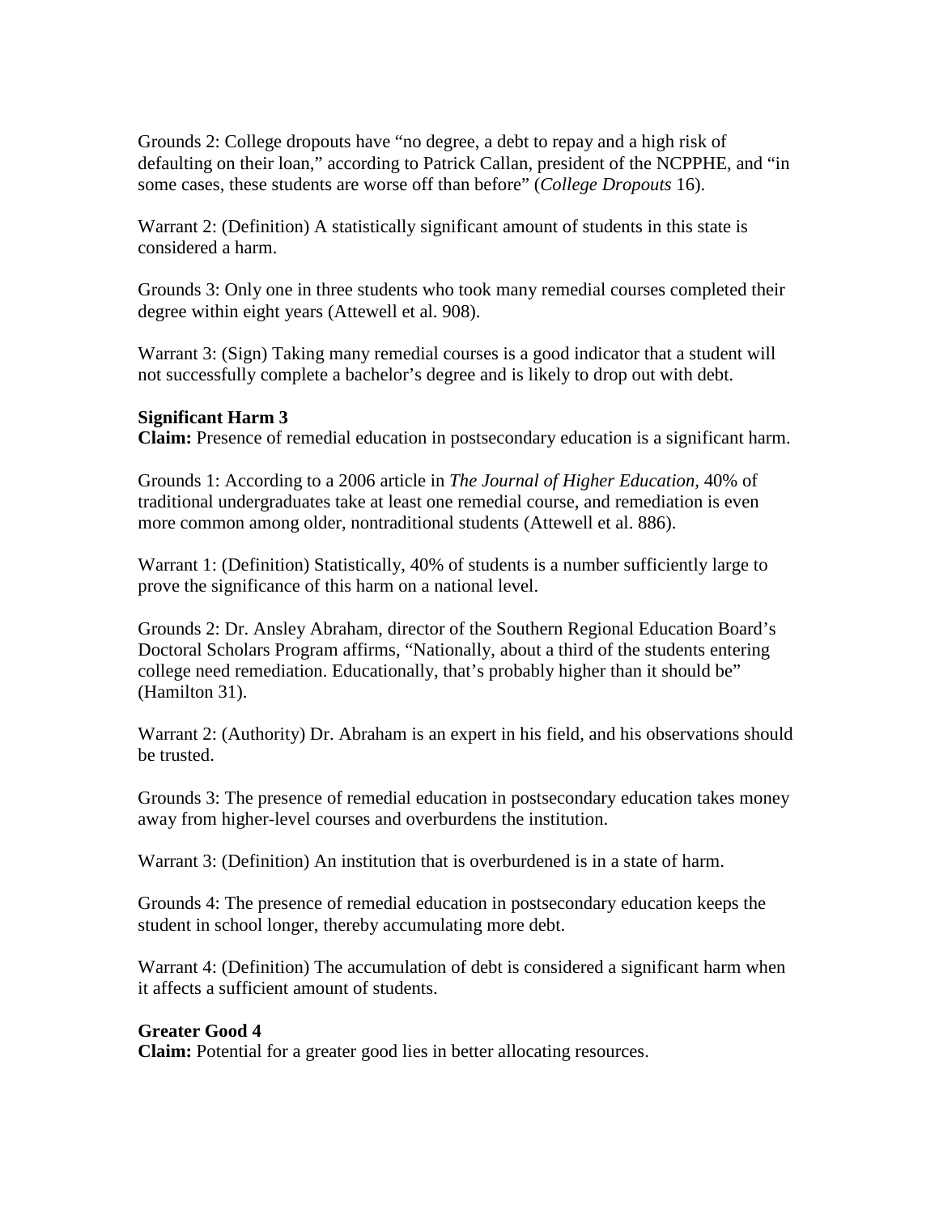Grounds 2: College dropouts have "no degree, a debt to repay and a high risk of defaulting on their loan," according to Patrick Callan, president of the NCPPHE, and "in some cases, these students are worse off than before" (*College Dropouts* 16).

Warrant 2: (Definition) A statistically significant amount of students in this state is considered a harm.

Grounds 3: Only one in three students who took many remedial courses completed their degree within eight years (Attewell et al. 908).

Warrant 3: (Sign) Taking many remedial courses is a good indicator that a student will not successfully complete a bachelor's degree and is likely to drop out with debt.

**Significant Harm 3**
**Claim:** Presence of remedial education in postsecondary education is a significant harm.

Grounds 1: According to a 2006 article in *The Journal of Higher Education*, 40% of traditional undergraduates take at least one remedial course, and remediation is even more common among older, nontraditional students (Attewell et al. 886).

Warrant 1: (Definition) Statistically, 40% of students is a number sufficiently large to prove the significance of this harm on a national level.

Grounds 2: Dr. Ansley Abraham, director of the Southern Regional Education Board's Doctoral Scholars Program affirms, "Nationally, about a third of the students entering college need remediation. Educationally, that's probably higher than it should be" (Hamilton 31).

Warrant 2: (Authority) Dr. Abraham is an expert in his field, and his observations should be trusted.

Grounds 3: The presence of remedial education in postsecondary education takes money away from higher-level courses and overburdens the institution.

Warrant 3: (Definition) An institution that is overburdened is in a state of harm.

Grounds 4: The presence of remedial education in postsecondary education keeps the student in school longer, thereby accumulating more debt.

Warrant 4: (Definition) The accumulation of debt is considered a significant harm when it affects a sufficient amount of students.

**Greater Good 4**
**Claim:** Potential for a greater good lies in better allocating resources.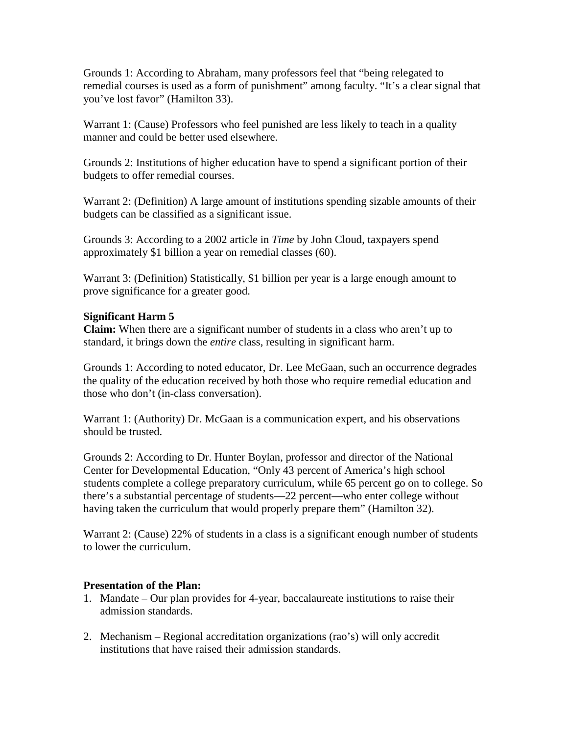Grounds 1: According to Abraham, many professors feel that "being relegated to remedial courses is used as a form of punishment" among faculty. "It's a clear signal that you've lost favor" (Hamilton 33).

Warrant 1: (Cause) Professors who feel punished are less likely to teach in a quality manner and could be better used elsewhere.

Grounds 2: Institutions of higher education have to spend a significant portion of their budgets to offer remedial courses.

Warrant 2: (Definition) A large amount of institutions spending sizable amounts of their budgets can be classified as a significant issue.

Grounds 3: According to a 2002 article in *Time* by John Cloud, taxpayers spend approximately $1 billion a year on remedial classes (60).

Warrant 3: (Definition) Statistically, $1 billion per year is a large enough amount to prove significance for a greater good.

**Significant Harm 5**
**Claim:** When there are a significant number of students in a class who aren't up to standard, it brings down the *entire* class, resulting in significant harm.

Grounds 1: According to noted educator, Dr. Lee McGaan, such an occurrence degrades the quality of the education received by both those who require remedial education and those who don't (in-class conversation).

Warrant 1: (Authority) Dr. McGaan is a communication expert, and his observations should be trusted.

Grounds 2: According to Dr. Hunter Boylan, professor and director of the National Center for Developmental Education, "Only 43 percent of America's high school students complete a college preparatory curriculum, while 65 percent go on to college. So there's a substantial percentage of students—22 percent—who enter college without having taken the curriculum that would properly prepare them" (Hamilton 32).

Warrant 2: (Cause) 22% of students in a class is a significant enough number of students to lower the curriculum.

**Presentation of the Plan:**

1. Mandate – Our plan provides for 4-year, baccalaureate institutions to raise their admission standards.

2. Mechanism – Regional accreditation organizations (rao's) will only accredit institutions that have raised their admission standards.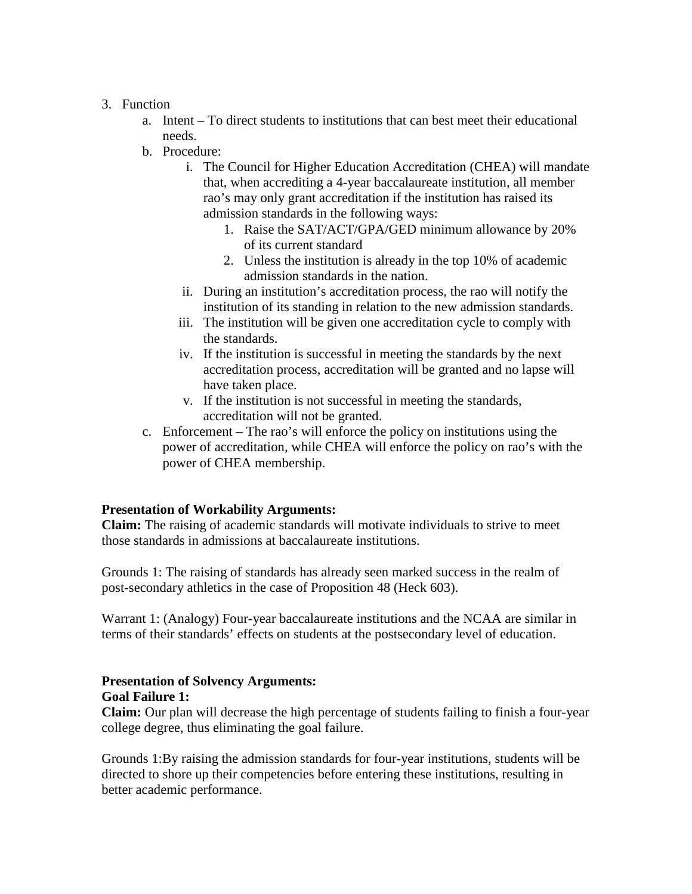3. Function
    a. Intent – To direct students to institutions that can best meet their educational needs.
    b. Procedure:
        i. The Council for Higher Education Accreditation (CHEA) will mandate that, when accrediting a 4-year baccalaureate institution, all member rao's may only grant accreditation if the institution has raised its admission standards in the following ways:
            1. Raise the SAT/ACT/GPA/GED minimum allowance by 20% of its current standard
            2. Unless the institution is already in the top 10% of academic admission standards in the nation.
        ii. During an institution's accreditation process, the rao will notify the institution of its standing in relation to the new admission standards.
        iii. The institution will be given one accreditation cycle to comply with the standards.
        iv. If the institution is successful in meeting the standards by the next accreditation process, accreditation will be granted and no lapse will have taken place.
        v. If the institution is not successful in meeting the standards, accreditation will not be granted.
    c. Enforcement – The rao's will enforce the policy on institutions using the power of accreditation, while CHEA will enforce the policy on rao's with the power of CHEA membership.

**Presentation of Workability Arguments:**
**Claim:** The raising of academic standards will motivate individuals to strive to meet those standards in admissions at baccalaureate institutions.

Grounds 1: The raising of standards has already seen marked success in the realm of post-secondary athletics in the case of Proposition 48 (Heck 603).

Warrant 1: (Analogy) Four-year baccalaureate institutions and the NCAA are similar in terms of their standards' effects on students at the postsecondary level of education.

**Presentation of Solvency Arguments:**
**Goal Failure 1:**
**Claim:** Our plan will decrease the high percentage of students failing to finish a four-year college degree, thus eliminating the goal failure.

Grounds 1:By raising the admission standards for four-year institutions, students will be directed to shore up their competencies before entering these institutions, resulting in better academic performance.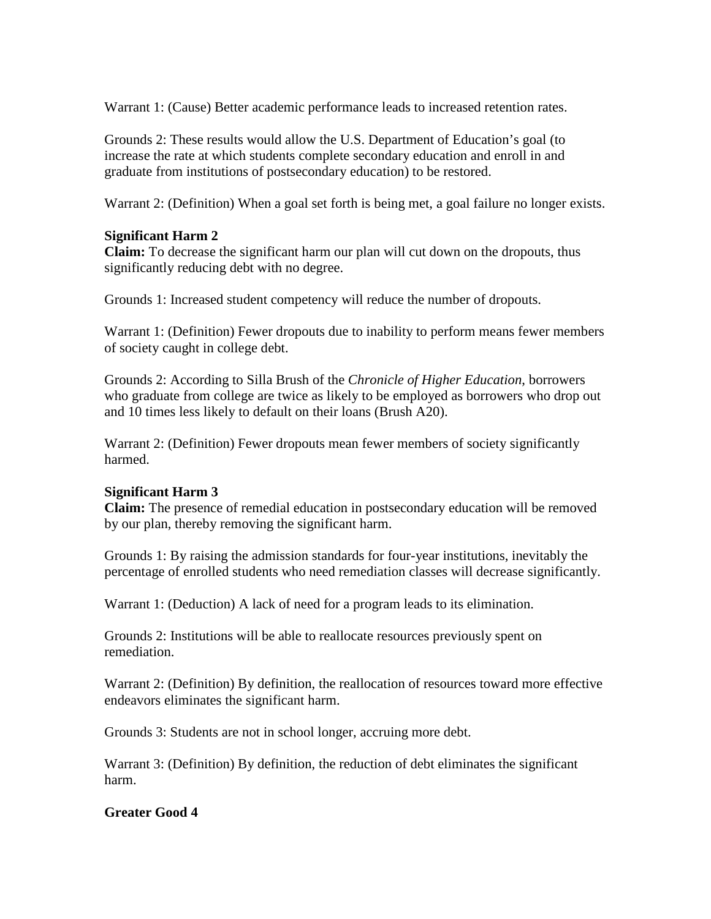Warrant 1: (Cause) Better academic performance leads to increased retention rates.

Grounds 2: These results would allow the U.S. Department of Education's goal (to increase the rate at which students complete secondary education and enroll in and graduate from institutions of postsecondary education) to be restored.

Warrant 2: (Definition) When a goal set forth is being met, a goal failure no longer exists.

**Significant Harm 2**
**Claim:** To decrease the significant harm our plan will cut down on the dropouts, thus significantly reducing debt with no degree.

Grounds 1: Increased student competency will reduce the number of dropouts.

Warrant 1: (Definition) Fewer dropouts due to inability to perform means fewer members of society caught in college debt.

Grounds 2: According to Silla Brush of the *Chronicle of Higher Education*, borrowers who graduate from college are twice as likely to be employed as borrowers who drop out and 10 times less likely to default on their loans (Brush A20).

Warrant 2: (Definition) Fewer dropouts mean fewer members of society significantly harmed.

**Significant Harm 3**
**Claim:** The presence of remedial education in postsecondary education will be removed by our plan, thereby removing the significant harm.

Grounds 1: By raising the admission standards for four-year institutions, inevitably the percentage of enrolled students who need remediation classes will decrease significantly.

Warrant 1: (Deduction) A lack of need for a program leads to its elimination.

Grounds 2: Institutions will be able to reallocate resources previously spent on remediation.

Warrant 2: (Definition) By definition, the reallocation of resources toward more effective endeavors eliminates the significant harm.

Grounds 3: Students are not in school longer, accruing more debt.

Warrant 3: (Definition) By definition, the reduction of debt eliminates the significant harm.

**Greater Good 4**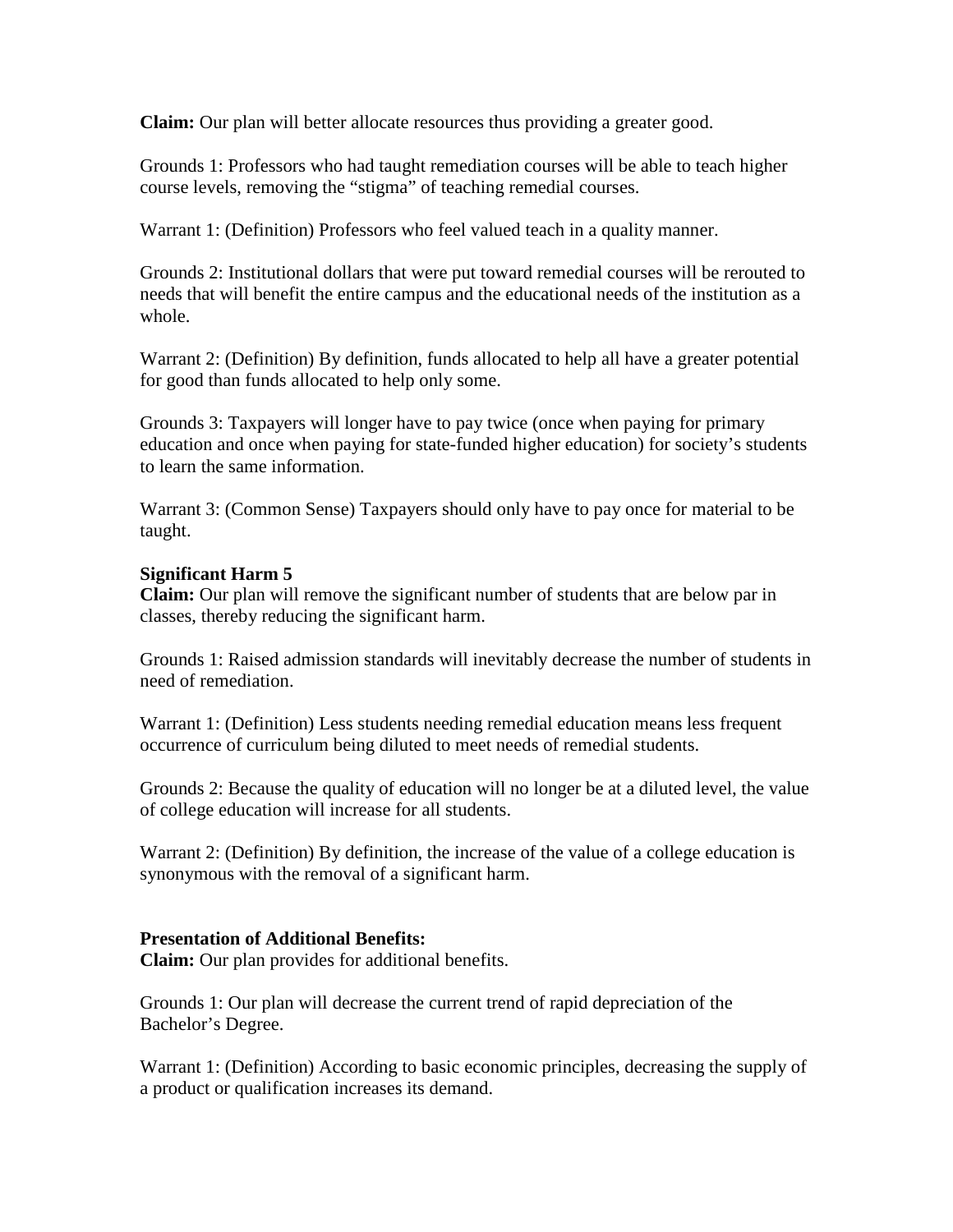**Claim:** Our plan will better allocate resources thus providing a greater good.

Grounds 1: Professors who had taught remediation courses will be able to teach higher course levels, removing the "stigma" of teaching remedial courses.

Warrant 1: (Definition) Professors who feel valued teach in a quality manner.

Grounds 2: Institutional dollars that were put toward remedial courses will be rerouted to needs that will benefit the entire campus and the educational needs of the institution as a whole.

Warrant 2: (Definition) By definition, funds allocated to help all have a greater potential for good than funds allocated to help only some.

Grounds 3: Taxpayers will longer have to pay twice (once when paying for primary education and once when paying for state-funded higher education) for society's students to learn the same information.

Warrant 3: (Common Sense) Taxpayers should only have to pay once for material to be taught.

**Significant Harm 5**

**Claim:** Our plan will remove the significant number of students that are below par in classes, thereby reducing the significant harm.

Grounds 1: Raised admission standards will inevitably decrease the number of students in need of remediation.

Warrant 1: (Definition) Less students needing remedial education means less frequent occurrence of curriculum being diluted to meet needs of remedial students.

Grounds 2: Because the quality of education will no longer be at a diluted level, the value of college education will increase for all students.

Warrant 2: (Definition) By definition, the increase of the value of a college education is synonymous with the removal of a significant harm.

**Presentation of Additional Benefits:**

**Claim:** Our plan provides for additional benefits.

Grounds 1: Our plan will decrease the current trend of rapid depreciation of the Bachelor's Degree.

Warrant 1: (Definition) According to basic economic principles, decreasing the supply of a product or qualification increases its demand.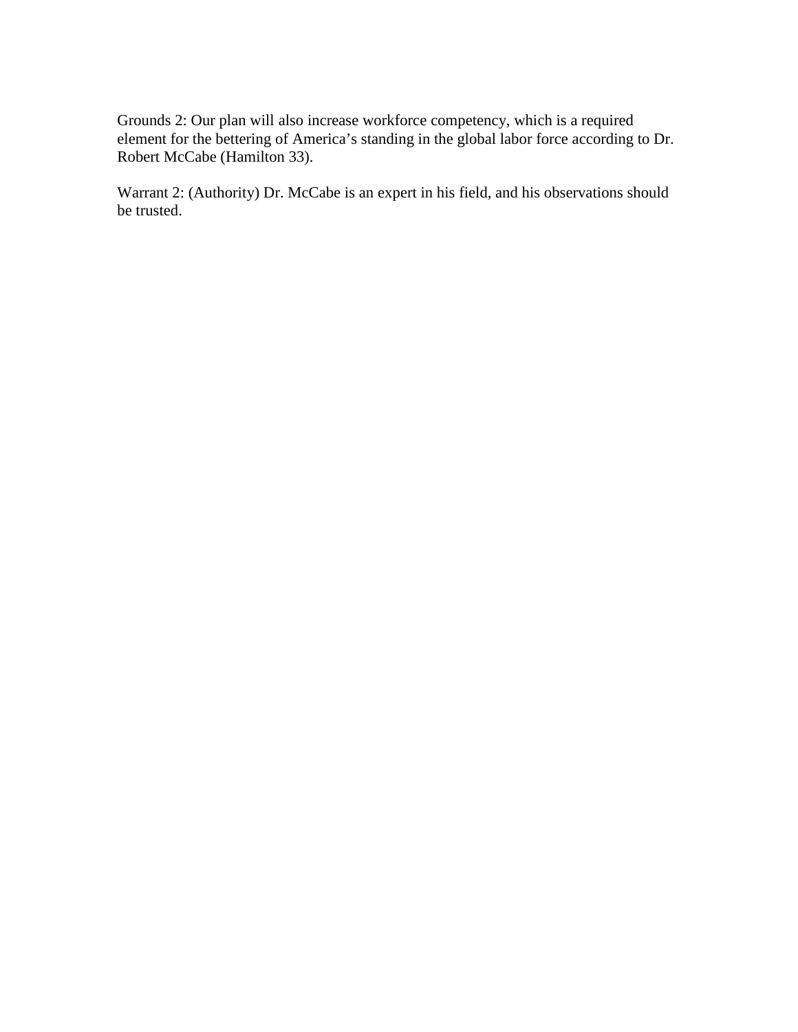Grounds 2: Our plan will also increase workforce competency, which is a required element for the bettering of America's standing in the global labor force according to Dr. Robert McCabe (Hamilton 33).

Warrant 2: (Authority) Dr. McCabe is an expert in his field, and his observations should be trusted.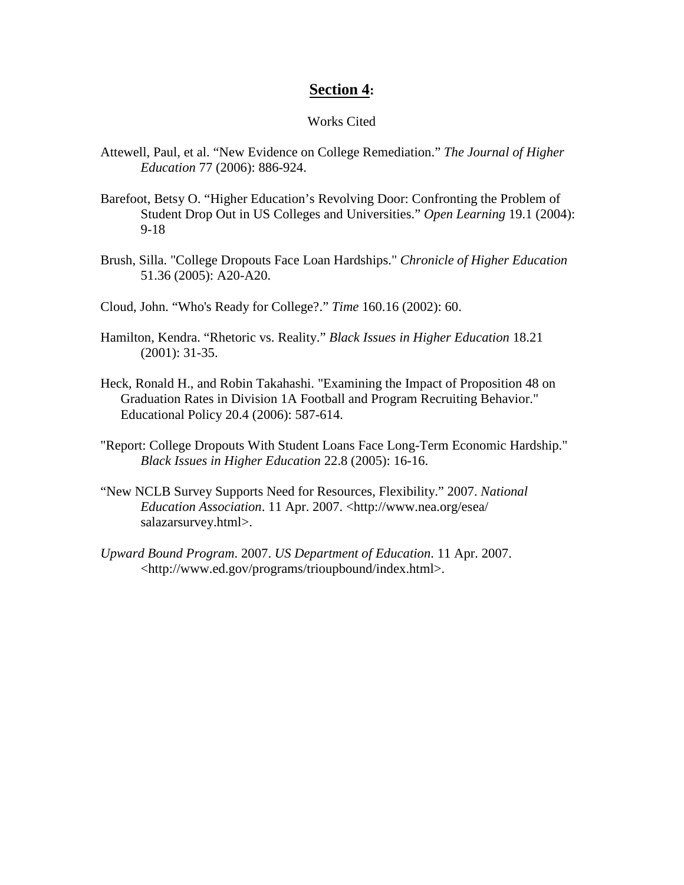## **Section 4:**

Works Cited

Attewell, Paul, et al. “New Evidence on College Remediation.” *The Journal of Higher Education* 77 (2006): 886-924.

Barefoot, Betsy O. “Higher Education’s Revolving Door: Confronting the Problem of Student Drop Out in US Colleges and Universities.” *Open Learning* 19.1 (2004): 9-18

Brush, Silla. "College Dropouts Face Loan Hardships." *Chronicle of Higher Education* 51.36 (2005): A20-A20.

Cloud, John. “Who's Ready for College?.” *Time* 160.16 (2002): 60.

Hamilton, Kendra. “Rhetoric vs. Reality.” *Black Issues in Higher Education* 18.21 (2001): 31-35.

Heck, Ronald H., and Robin Takahashi. "Examining the Impact of Proposition 48 on Graduation Rates in Division 1A Football and Program Recruiting Behavior." Educational Policy 20.4 (2006): 587-614.

"Report: College Dropouts With Student Loans Face Long-Term Economic Hardship." *Black Issues in Higher Education* 22.8 (2005): 16-16.

“New NCLB Survey Supports Need for Resources, Flexibility.” 2007. *National Education Association*. 11 Apr. 2007. <http://www.nea.org/esea/salazarsurvey.html>.

*Upward Bound Program*. 2007. *US Department of Education*. 11 Apr. 2007. <http://www.ed.gov/programs/trioupbound/index.html>.